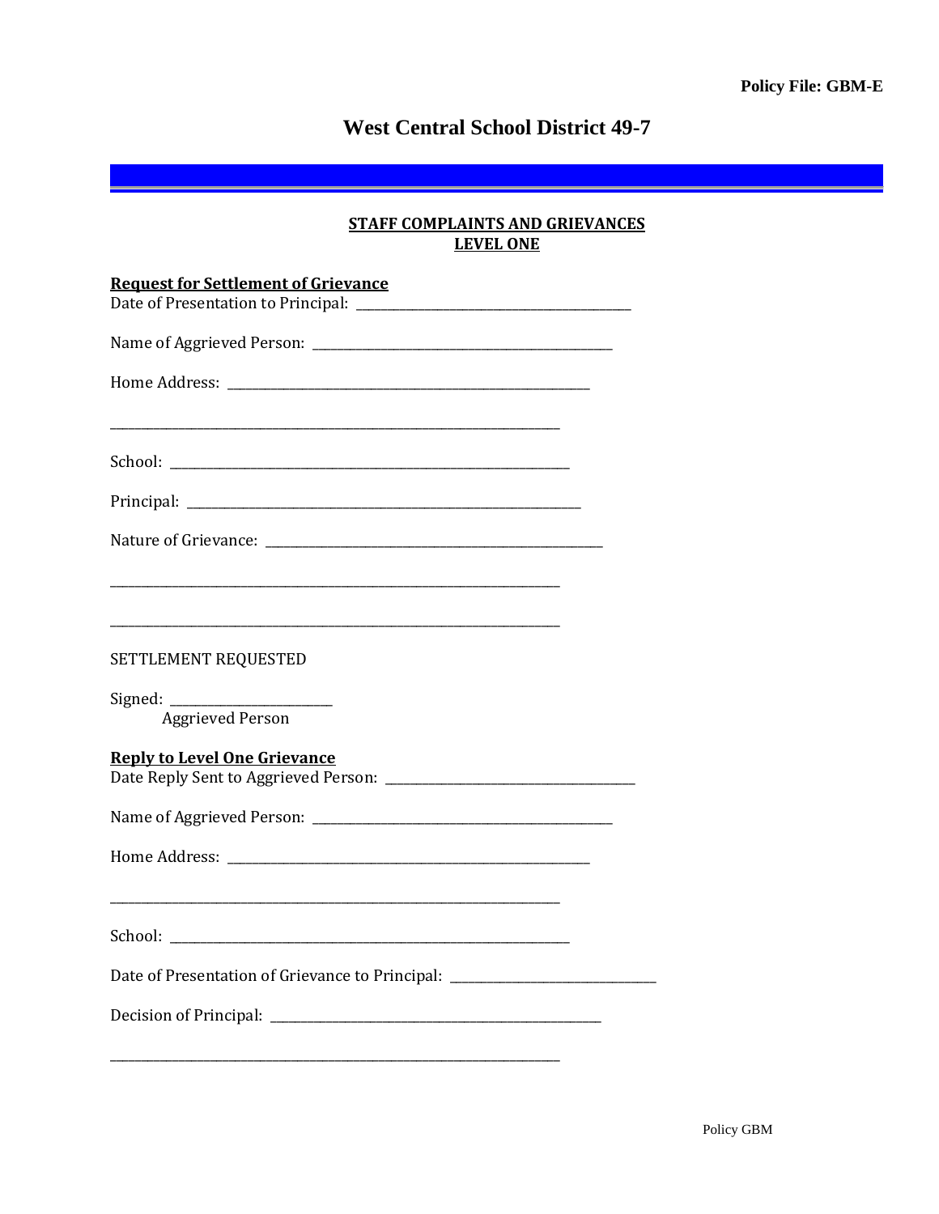Policy File: GBM-E

# West Central School District 49-7

## STAFF COMPLAINTS AND GRIEVANCES
## LEVEL ONE

**Request for Settlement of Grievance**

Date of Presentation to Principal: ________________________________________

Name of Aggrieved Person: ____________________________________________

Home Address: ______________________________________________________

______________________________________________________________________

School: ____________________________________________________________

Principal: __________________________________________________________

Nature of Grievance: _________________________________________________

______________________________________________________________________

______________________________________________________________________

SETTLEMENT REQUESTED

Signed: _______________________
Aggrieved Person

**Reply to Level One Grievance**

Date Reply Sent to Aggrieved Person: ____________________________________

Name of Aggrieved Person: ____________________________________________

Home Address: ______________________________________________________

______________________________________________________________________

School: ____________________________________________________________

Date of Presentation of Grievance to Principal: ______________________________

Decision of Principal: _________________________________________________

______________________________________________________________________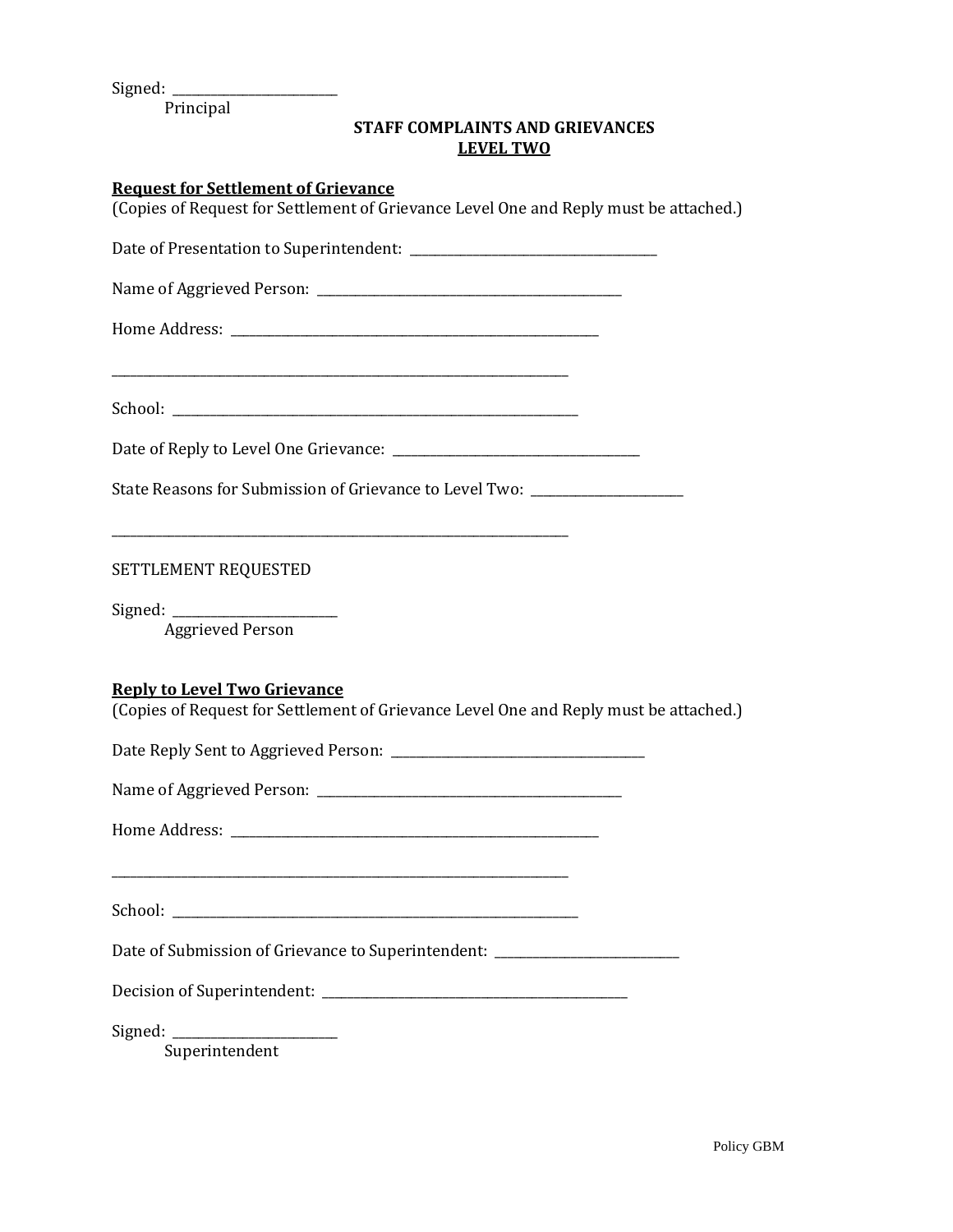Signed: \_\_\_\_\_\_\_\_\_\_\_\_\_\_\_\_\_\_\_\_\_\_\_\_\_\_\_
Principal

**STAFF COMPLAINTS AND GRIEVANCES**
**<u>LEVEL TWO</u>**

**<u>Request for Settlement of Grievance</u>**
(Copies of Request for Settlement of Grievance Level One and Reply must be attached.)

Date of Presentation to Superintendent: \_\_\_\_\_\_\_\_\_\_\_\_\_\_\_\_\_\_\_\_\_\_\_\_\_\_\_\_\_\_\_\_\_\_\_\_\_\_\_\_

Name of Aggrieved Person: \_\_\_\_\_\_\_\_\_\_\_\_\_\_\_\_\_\_\_\_\_\_\_\_\_\_\_\_\_\_\_\_\_\_\_\_\_\_\_\_\_\_\_\_\_\_\_\_

Home Address: \_\_\_\_\_\_\_\_\_\_\_\_\_\_\_\_\_\_\_\_\_\_\_\_\_\_\_\_\_\_\_\_\_\_\_\_\_\_\_\_\_\_\_\_\_\_\_\_\_\_\_\_\_\_\_\_\_\_\_

\_\_\_\_\_\_\_\_\_\_\_\_\_\_\_\_\_\_\_\_\_\_\_\_\_\_\_\_\_\_\_\_\_\_\_\_\_\_\_\_\_\_\_\_\_\_\_\_\_\_\_\_\_\_\_\_\_\_\_\_\_\_\_\_\_\_\_\_\_\_\_

School: \_\_\_\_\_\_\_\_\_\_\_\_\_\_\_\_\_\_\_\_\_\_\_\_\_\_\_\_\_\_\_\_\_\_\_\_\_\_\_\_\_\_\_\_\_\_\_\_\_\_\_\_\_\_\_\_\_\_\_\_\_\_\_\_

Date of Reply to Level One Grievance: \_\_\_\_\_\_\_\_\_\_\_\_\_\_\_\_\_\_\_\_\_\_\_\_\_\_\_\_\_\_\_\_\_\_\_\_\_\_\_\_

State Reasons for Submission of Grievance to Level Two: \_\_\_\_\_\_\_\_\_\_\_\_\_\_\_\_\_\_\_\_\_\_\_\_

\_\_\_\_\_\_\_\_\_\_\_\_\_\_\_\_\_\_\_\_\_\_\_\_\_\_\_\_\_\_\_\_\_\_\_\_\_\_\_\_\_\_\_\_\_\_\_\_\_\_\_\_\_\_\_\_\_\_\_\_\_\_\_\_\_\_\_\_\_\_\_

SETTLEMENT REQUESTED

Signed: \_\_\_\_\_\_\_\_\_\_\_\_\_\_\_\_\_\_\_\_\_\_\_\_\_\_\_
Aggrieved Person

**<u>Reply to Level Two Grievance</u>**
(Copies of Request for Settlement of Grievance Level One and Reply must be attached.)

Date Reply Sent to Aggrieved Person: \_\_\_\_\_\_\_\_\_\_\_\_\_\_\_\_\_\_\_\_\_\_\_\_\_\_\_\_\_\_\_\_\_\_\_\_\_\_\_\_

Name of Aggrieved Person: \_\_\_\_\_\_\_\_\_\_\_\_\_\_\_\_\_\_\_\_\_\_\_\_\_\_\_\_\_\_\_\_\_\_\_\_\_\_\_\_\_\_\_\_\_\_\_\_

Home Address: \_\_\_\_\_\_\_\_\_\_\_\_\_\_\_\_\_\_\_\_\_\_\_\_\_\_\_\_\_\_\_\_\_\_\_\_\_\_\_\_\_\_\_\_\_\_\_\_\_\_\_\_\_\_\_\_\_\_\_

\_\_\_\_\_\_\_\_\_\_\_\_\_\_\_\_\_\_\_\_\_\_\_\_\_\_\_\_\_\_\_\_\_\_\_\_\_\_\_\_\_\_\_\_\_\_\_\_\_\_\_\_\_\_\_\_\_\_\_\_\_\_\_\_\_\_\_\_\_\_\_

School: \_\_\_\_\_\_\_\_\_\_\_\_\_\_\_\_\_\_\_\_\_\_\_\_\_\_\_\_\_\_\_\_\_\_\_\_\_\_\_\_\_\_\_\_\_\_\_\_\_\_\_\_\_\_\_\_\_\_\_\_\_\_\_\_

Date of Submission of Grievance to Superintendent: \_\_\_\_\_\_\_\_\_\_\_\_\_\_\_\_\_\_\_\_\_\_\_\_\_\_\_\_\_

Decision of Superintendent: \_\_\_\_\_\_\_\_\_\_\_\_\_\_\_\_\_\_\_\_\_\_\_\_\_\_\_\_\_\_\_\_\_\_\_\_\_\_\_\_\_\_\_\_\_\_\_\_

Signed: \_\_\_\_\_\_\_\_\_\_\_\_\_\_\_\_\_\_\_\_\_\_\_\_\_\_\_
Superintendent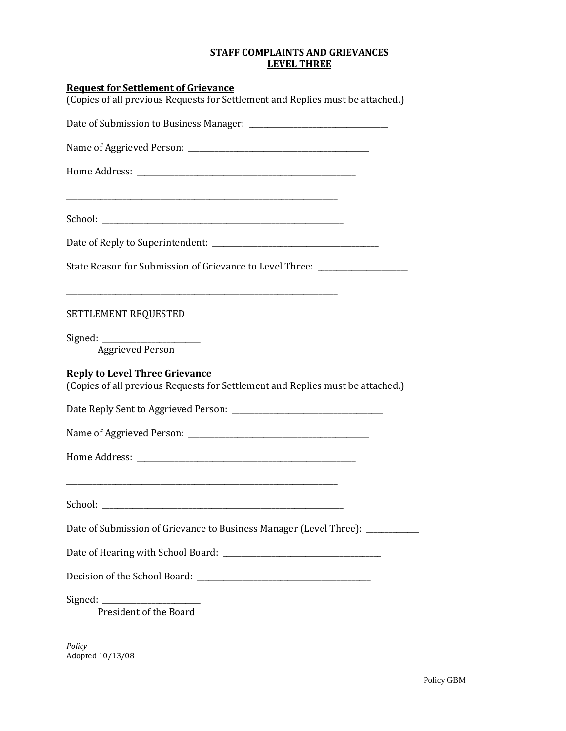# STAFF COMPLAINTS AND GRIEVANCES
## LEVEL THREE

**Request for Settlement of Grievance**
(Copies of all previous Requests for Settlement and Replies must be attached.)

Date of Submission to Business Manager: ____________________________________

Name of Aggrieved Person: ________________________________________________

Home Address: ___________________________________________________________

_________________________________________________________________________

School: _________________________________________________________________

Date of Reply to Superintendent: ____________________________________________

State Reason for Submission of Grievance to Level Three: ________________________

_________________________________________________________________________

SETTLEMENT REQUESTED

Signed: _________________________
Aggrieved Person

**Reply to Level Three Grievance**
(Copies of all previous Requests for Settlement and Replies must be attached.)

Date Reply Sent to Aggrieved Person: _________________________________________

Name of Aggrieved Person: ________________________________________________

Home Address: ___________________________________________________________

_________________________________________________________________________

School: _________________________________________________________________

Date of Submission of Grievance to Business Manager (Level Three): _____________

Date of Hearing with School Board: __________________________________________

Decision of the School Board: _______________________________________________

Signed: _________________________
President of the Board

*Policy*
Adopted 10/13/08

Policy GBM